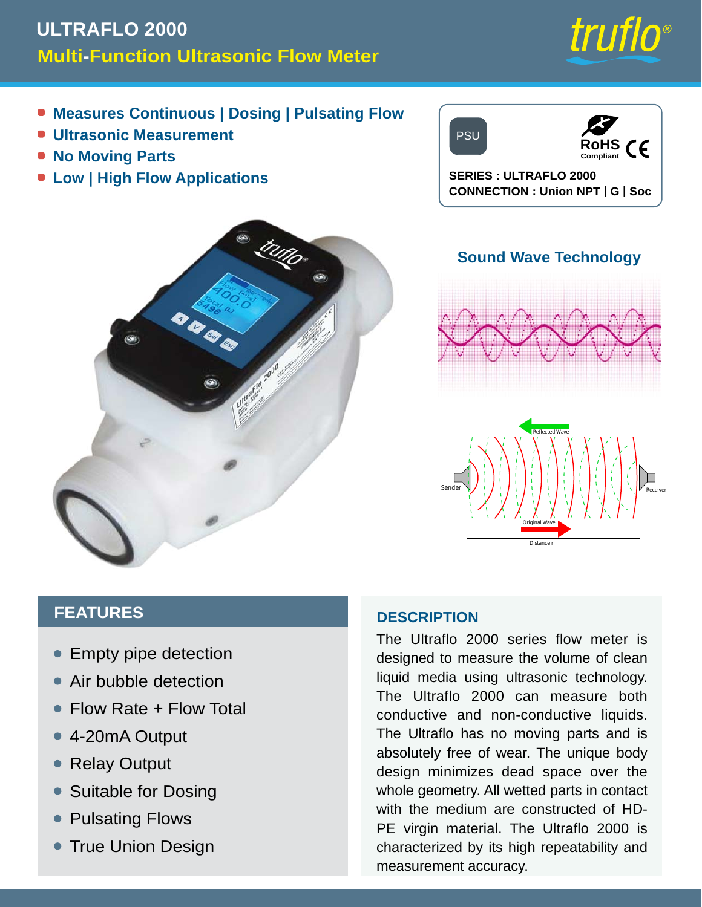# ULTRAFLO 2000

## Multi-Function Ultrasonic Flow Meter

- Measures Continuous | Dosing | Pulsating Flow
- Ultrasonic Measurement
- No Moving Parts
- Low | High Flow Applications

PSU

RoHS Compliant CE

**SERIES : ULTRAFLO 2000**
**CONNECTION : Union NPT | G | Soc**

### Sound Wave Technology

## FEATURES

- Empty pipe detection
- Air bubble detection
- Flow Rate + Flow Total
- 4-20mA Output
- Relay Output
- Suitable for Dosing
- Pulsating Flows
- True Union Design

## DESCRIPTION

The Ultraflo 2000 series flow meter is designed to measure the volume of clean liquid media using ultrasonic technology. The Ultraflo 2000 can measure both conductive and non-conductive liquids. The Ultraflo has no moving parts and is absolutely free of wear. The unique body design minimizes dead space over the whole geometry. All wetted parts in contact with the medium are constructed of HD-PE virgin material. The Ultraflo 2000 is characterized by its high repeatability and measurement accuracy.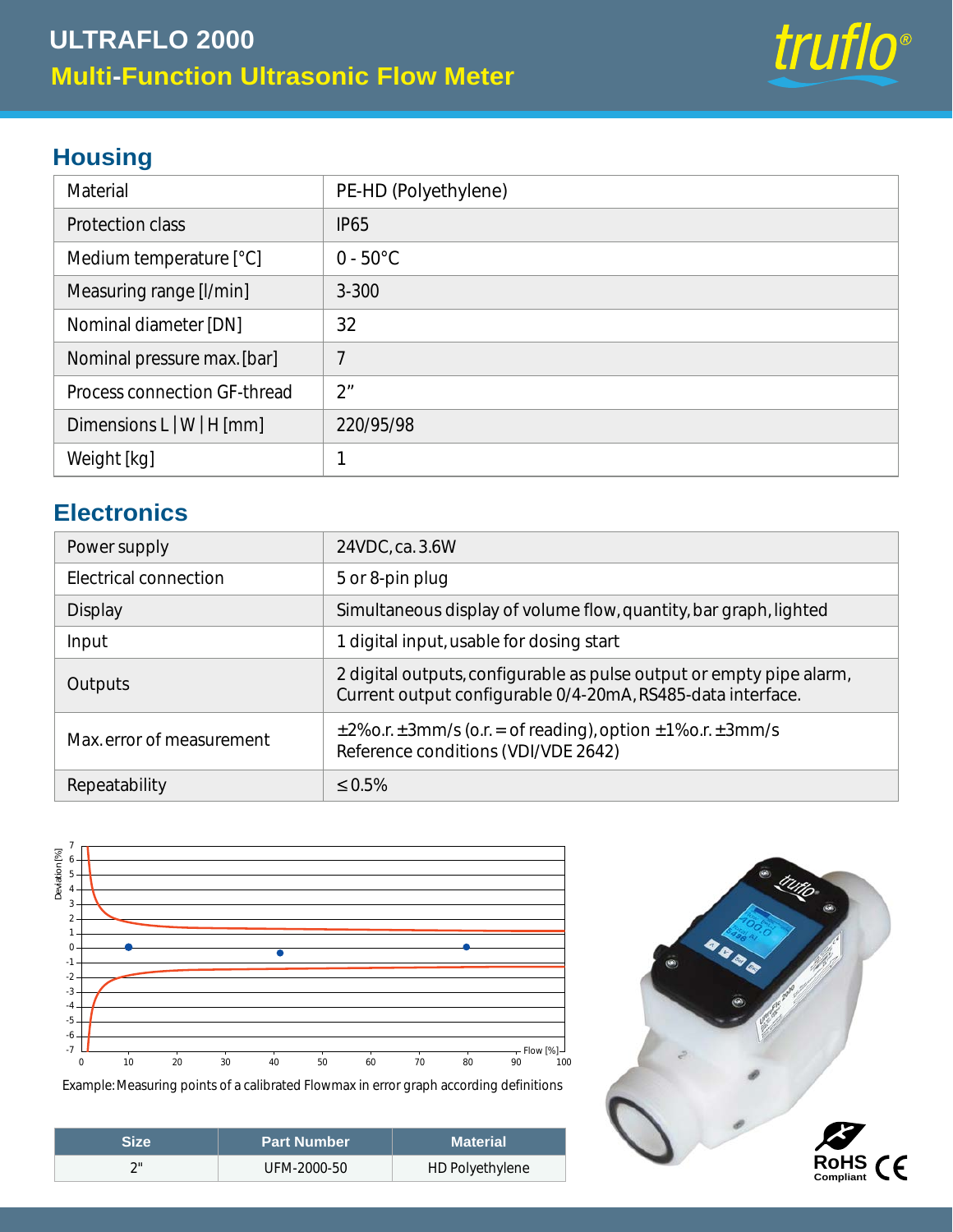# ULTRAFLO 2000

## Multi-Function Ultrasonic Flow Meter

truflo®

## Housing

| | |
|---|---|
| Material | PE-HD (Polyethylene) |
| Protection class | IP65 |
| Medium temperature [°C] | 0 - 50°C |
| Measuring range [l/min] | 3-300 |
| Nominal diameter [DN] | 32 |
| Nominal pressure max. [bar] | 7 |
| Process connection GF-thread | 2” |
| Dimensions L \| W \| H [mm] | 220/95/98 |
| Weight [kg] | 1 |

## Electronics

| | |
|---|---|
| Power supply | 24VDC, ca. 3.6W |
| Electrical connection | 5 or 8-pin plug |
| Display | Simultaneous display of volume flow, quantity, bar graph, lighted |
| Input | 1 digital input, usable for dosing start |
| Outputs | 2 digital outputs, configurable as pulse output or empty pipe alarm, Current output configurable 0/4-20mA, RS485-data interface. |
| Max. error of measurement | ±2%o.r. ±3mm/s (o.r. = of reading), option ±1%o.r. ±3mm/s Reference conditions (VDI/VDE 2642) |
| Repeatability | ≤ 0.5% |

Deviation [%]

7
6
5
4
3
2
1
0
-1
-2
-3
-4
-5
-6
-7

0 10 20 30 40 50 60 70 80 90 100

Flow [%]

Example: Measuring points of a calibrated Flowmax in error graph according definitions

| Size | Part Number | Material |
|---|---|---|
| 2" | UFM-2000-50 | HD Polyethylene |

RoHS Compliant CE